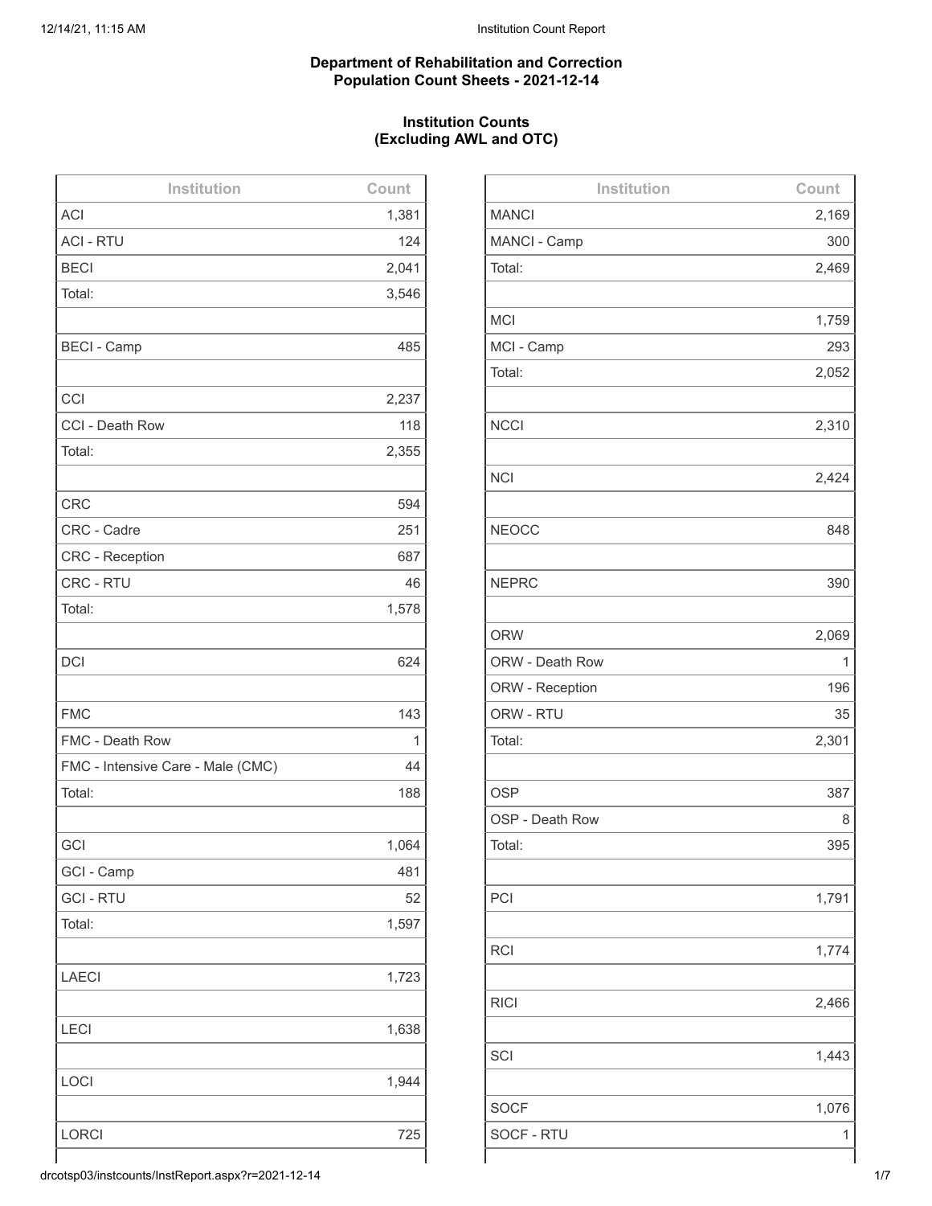**Department of Rehabilitation and Correction**
**Population Count Sheets - 2021-12-14**

**Institution Counts**
**(Excluding AWL and OTC)**

| Institution | Count |
|---|---|
| ACI | 1,381 |
| ACI - RTU | 124 |
| BECI | 2,041 |
| Total: | 3,546 |
| | |
| BECI - Camp | 485 |
| | |
| CCI | 2,237 |
| CCI - Death Row | 118 |
| Total: | 2,355 |
| | |
| CRC | 594 |
| CRC - Cadre | 251 |
| CRC - Reception | 687 |
| CRC - RTU | 46 |
| Total: | 1,578 |
| | |
| DCI | 624 |
| | |
| FMC | 143 |
| FMC - Death Row | 1 |
| FMC - Intensive Care - Male (CMC) | 44 |
| Total: | 188 |
| | |
| GCI | 1,064 |
| GCI - Camp | 481 |
| GCI - RTU | 52 |
| Total: | 1,597 |
| | |
| LAECI | 1,723 |
| | |
| LECI | 1,638 |
| | |
| LOCI | 1,944 |
| | |
| LORCI | 725 |

| Institution | Count |
|---|---|
| MANCI | 2,169 |
| MANCI - Camp | 300 |
| Total: | 2,469 |
| | |
| MCI | 1,759 |
| MCI - Camp | 293 |
| Total: | 2,052 |
| | |
| NCCI | 2,310 |
| | |
| NCI | 2,424 |
| | |
| NEOCC | 848 |
| | |
| NEPRC | 390 |
| | |
| ORW | 2,069 |
| ORW - Death Row | 1 |
| ORW - Reception | 196 |
| ORW - RTU | 35 |
| Total: | 2,301 |
| | |
| OSP | 387 |
| OSP - Death Row | 8 |
| Total: | 395 |
| | |
| PCI | 1,791 |
| | |
| RCI | 1,774 |
| | |
| RICI | 2,466 |
| | |
| SCI | 1,443 |
| | |
| SOCF | 1,076 |
| SOCF - RTU | 1 |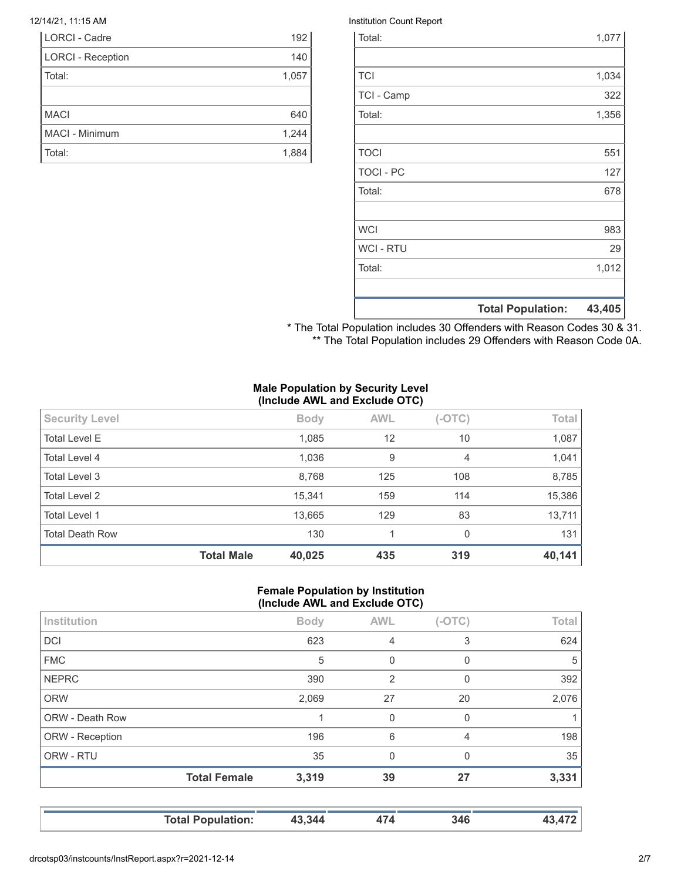| | |
|---|---|
| LORCI - Cadre | 192 |
| LORCI - Reception | 140 |
| Total: | 1,057 |
| | |
| MACI | 640 |
| MACI - Minimum | 1,244 |
| Total: | 1,884 |

| | |
|---|---|
| Total: | 1,077 |
| | |
| TCI | 1,034 |
| TCI - Camp | 322 |
| Total: | 1,356 |
| | |
| TOCI | 551 |
| TOCI - PC | 127 |
| Total: | 678 |
| | |
| WCI | 983 |
| WCI - RTU | 29 |
| Total: | 1,012 |
| | |
| **Total Population:** | **43,405** |

* The Total Population includes 30 Offenders with Reason Codes 30 & 31.
** The Total Population includes 29 Offenders with Reason Code 0A.

**Male Population by Security Level (Include AWL and Exclude OTC)**

| Security Level | Body | AWL | (-OTC) | Total |
|---|---|---|---|---|
| Total Level E | 1,085 | 12 | 10 | 1,087 |
| Total Level 4 | 1,036 | 9 | 4 | 1,041 |
| Total Level 3 | 8,768 | 125 | 108 | 8,785 |
| Total Level 2 | 15,341 | 159 | 114 | 15,386 |
| Total Level 1 | 13,665 | 129 | 83 | 13,711 |
| Total Death Row | 130 | 1 | 0 | 131 |
| **Total Male** | **40,025** | **435** | **319** | **40,141** |

**Female Population by Institution (Include AWL and Exclude OTC)**

| Institution | Body | AWL | (-OTC) | Total |
|---|---|---|---|---|
| DCI | 623 | 4 | 3 | 624 |
| FMC | 5 | 0 | 0 | 5 |
| NEPRC | 390 | 2 | 0 | 392 |
| ORW | 2,069 | 27 | 20 | 2,076 |
| ORW - Death Row | 1 | 0 | 0 | 1 |
| ORW - Reception | 196 | 6 | 4 | 198 |
| ORW - RTU | 35 | 0 | 0 | 35 |
| **Total Female** | **3,319** | **39** | **27** | **3,331** |

| | | | | |
|---|---|---|---|---|
| **Total Population:** | **43,344** | **474** | **346** | **43,472** |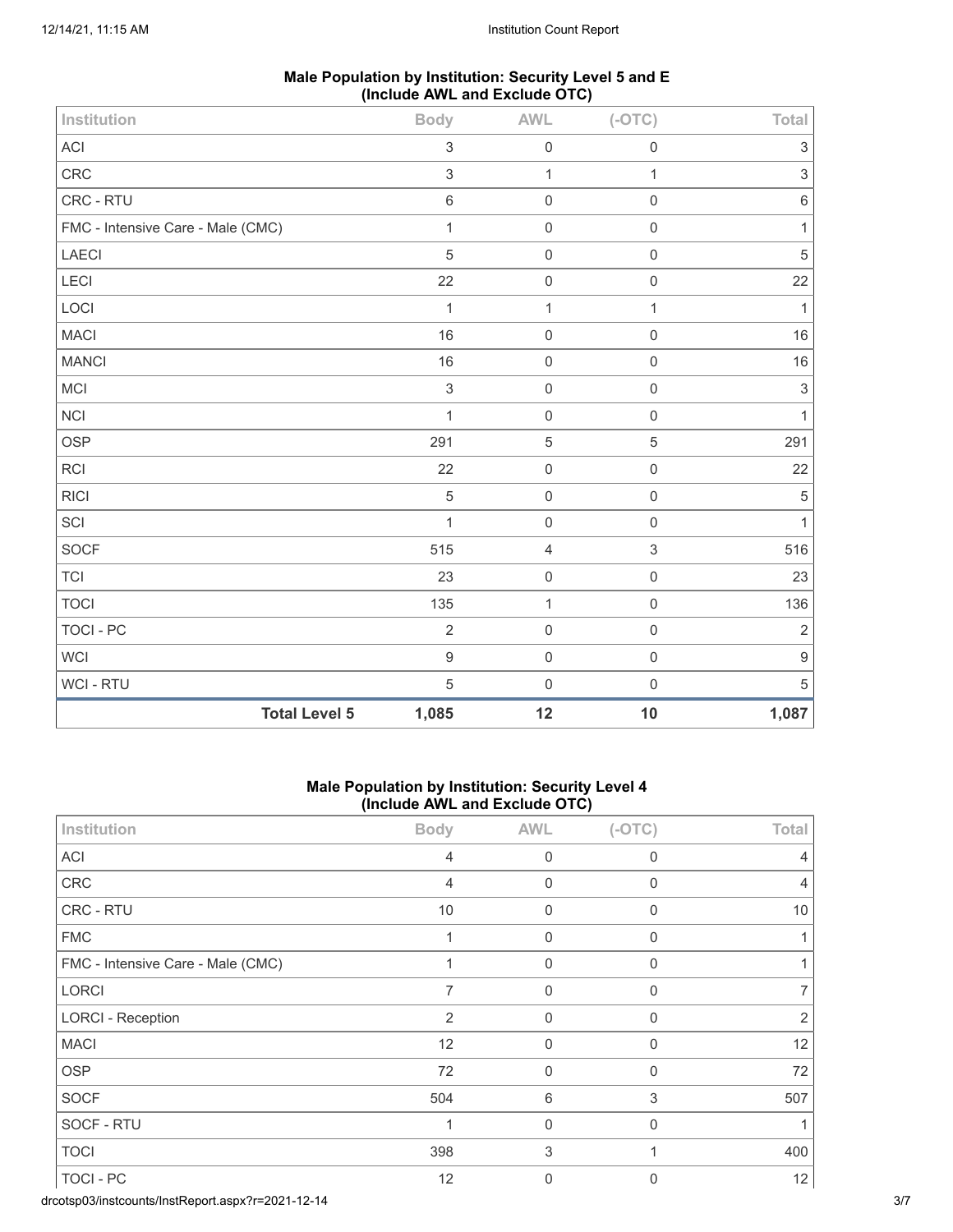## Male Population by Institution: Security Level 5 and E (Include AWL and Exclude OTC)

| Institution | Body | AWL | (-OTC) | Total |
|---|---|---|---|---|
| ACI | 3 | 0 | 0 | 3 |
| CRC | 3 | 1 | 1 | 3 |
| CRC - RTU | 6 | 0 | 0 | 6 |
| FMC - Intensive Care - Male (CMC) | 1 | 0 | 0 | 1 |
| LAECI | 5 | 0 | 0 | 5 |
| LECI | 22 | 0 | 0 | 22 |
| LOCI | 1 | 1 | 1 | 1 |
| MACI | 16 | 0 | 0 | 16 |
| MANCI | 16 | 0 | 0 | 16 |
| MCI | 3 | 0 | 0 | 3 |
| NCI | 1 | 0 | 0 | 1 |
| OSP | 291 | 5 | 5 | 291 |
| RCI | 22 | 0 | 0 | 22 |
| RICI | 5 | 0 | 0 | 5 |
| SCI | 1 | 0 | 0 | 1 |
| SOCF | 515 | 4 | 3 | 516 |
| TCI | 23 | 0 | 0 | 23 |
| TOCI | 135 | 1 | 0 | 136 |
| TOCI - PC | 2 | 0 | 0 | 2 |
| WCI | 9 | 0 | 0 | 9 |
| WCI - RTU | 5 | 0 | 0 | 5 |
| **Total Level 5** | **1,085** | **12** | **10** | **1,087** |

## Male Population by Institution: Security Level 4 (Include AWL and Exclude OTC)

| Institution | Body | AWL | (-OTC) | Total |
|---|---|---|---|---|
| ACI | 4 | 0 | 0 | 4 |
| CRC | 4 | 0 | 0 | 4 |
| CRC - RTU | 10 | 0 | 0 | 10 |
| FMC | 1 | 0 | 0 | 1 |
| FMC - Intensive Care - Male (CMC) | 1 | 0 | 0 | 1 |
| LORCI | 7 | 0 | 0 | 7 |
| LORCI - Reception | 2 | 0 | 0 | 2 |
| MACI | 12 | 0 | 0 | 12 |
| OSP | 72 | 0 | 0 | 72 |
| SOCF | 504 | 6 | 3 | 507 |
| SOCF - RTU | 1 | 0 | 0 | 1 |
| TOCI | 398 | 3 | 1 | 400 |
| TOCI - PC | 12 | 0 | 0 | 12 |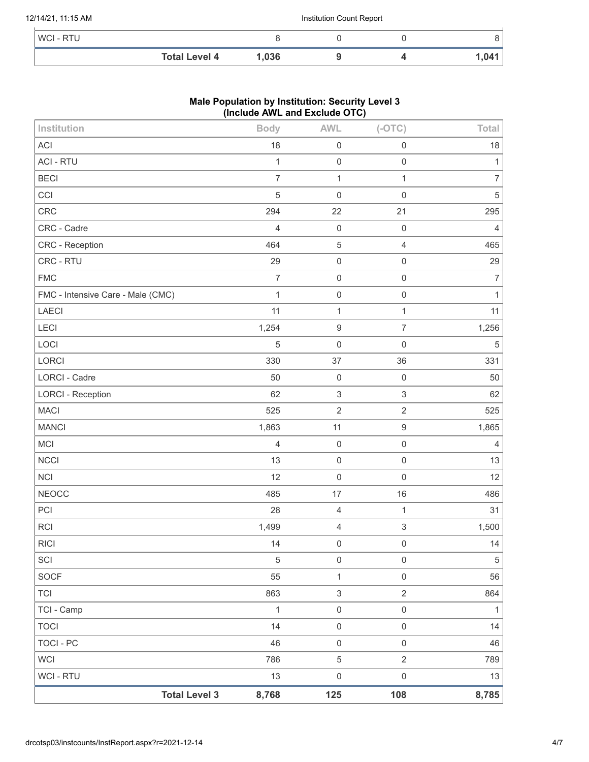| | Body | AWL | (-OTC) | Total |
|---|---|---|---|---|
| WCI - RTU | 8 | 0 | 0 | 8 |
| **Total Level 4** | **1,036** | **9** | **4** | **1,041** |

**Male Population by Institution: Security Level 3**
**(Include AWL and Exclude OTC)**

| Institution | Body | AWL | (-OTC) | Total |
|---|---|---|---|---|
| ACI | 18 | 0 | 0 | 18 |
| ACI - RTU | 1 | 0 | 0 | 1 |
| BECI | 7 | 1 | 1 | 7 |
| CCI | 5 | 0 | 0 | 5 |
| CRC | 294 | 22 | 21 | 295 |
| CRC - Cadre | 4 | 0 | 0 | 4 |
| CRC - Reception | 464 | 5 | 4 | 465 |
| CRC - RTU | 29 | 0 | 0 | 29 |
| FMC | 7 | 0 | 0 | 7 |
| FMC - Intensive Care - Male (CMC) | 1 | 0 | 0 | 1 |
| LAECI | 11 | 1 | 1 | 11 |
| LECI | 1,254 | 9 | 7 | 1,256 |
| LOCI | 5 | 0 | 0 | 5 |
| LORCI | 330 | 37 | 36 | 331 |
| LORCI - Cadre | 50 | 0 | 0 | 50 |
| LORCI - Reception | 62 | 3 | 3 | 62 |
| MACI | 525 | 2 | 2 | 525 |
| MANCI | 1,863 | 11 | 9 | 1,865 |
| MCI | 4 | 0 | 0 | 4 |
| NCCI | 13 | 0 | 0 | 13 |
| NCI | 12 | 0 | 0 | 12 |
| NEOCC | 485 | 17 | 16 | 486 |
| PCI | 28 | 4 | 1 | 31 |
| RCI | 1,499 | 4 | 3 | 1,500 |
| RICI | 14 | 0 | 0 | 14 |
| SCI | 5 | 0 | 0 | 5 |
| SOCF | 55 | 1 | 0 | 56 |
| TCI | 863 | 3 | 2 | 864 |
| TCI - Camp | 1 | 0 | 0 | 1 |
| TOCI | 14 | 0 | 0 | 14 |
| TOCI - PC | 46 | 0 | 0 | 46 |
| WCI | 786 | 5 | 2 | 789 |
| WCI - RTU | 13 | 0 | 0 | 13 |
| **Total Level 3** | **8,768** | **125** | **108** | **8,785** |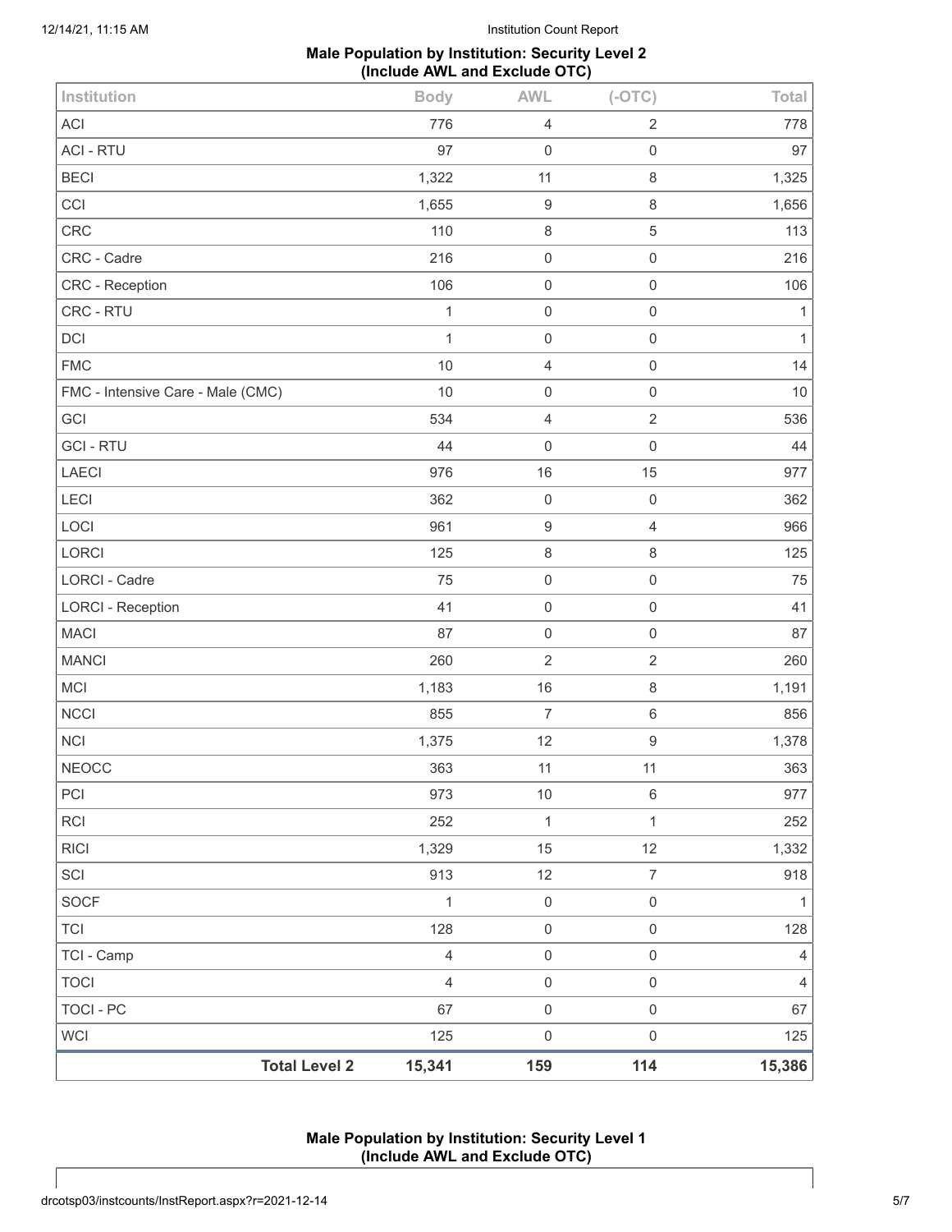## Male Population by Institution: Security Level 2 (Include AWL and Exclude OTC)

| Institution | Body | AWL | (-OTC) | Total |
|---|---|---|---|---|
| ACI | 776 | 4 | 2 | 778 |
| ACI - RTU | 97 | 0 | 0 | 97 |
| BECI | 1,322 | 11 | 8 | 1,325 |
| CCI | 1,655 | 9 | 8 | 1,656 |
| CRC | 110 | 8 | 5 | 113 |
| CRC - Cadre | 216 | 0 | 0 | 216 |
| CRC - Reception | 106 | 0 | 0 | 106 |
| CRC - RTU | 1 | 0 | 0 | 1 |
| DCI | 1 | 0 | 0 | 1 |
| FMC | 10 | 4 | 0 | 14 |
| FMC - Intensive Care - Male (CMC) | 10 | 0 | 0 | 10 |
| GCI | 534 | 4 | 2 | 536 |
| GCI - RTU | 44 | 0 | 0 | 44 |
| LAECI | 976 | 16 | 15 | 977 |
| LECI | 362 | 0 | 0 | 362 |
| LOCI | 961 | 9 | 4 | 966 |
| LORCI | 125 | 8 | 8 | 125 |
| LORCI - Cadre | 75 | 0 | 0 | 75 |
| LORCI - Reception | 41 | 0 | 0 | 41 |
| MACI | 87 | 0 | 0 | 87 |
| MANCI | 260 | 2 | 2 | 260 |
| MCI | 1,183 | 16 | 8 | 1,191 |
| NCCI | 855 | 7 | 6 | 856 |
| NCI | 1,375 | 12 | 9 | 1,378 |
| NEOCC | 363 | 11 | 11 | 363 |
| PCI | 973 | 10 | 6 | 977 |
| RCI | 252 | 1 | 1 | 252 |
| RICI | 1,329 | 15 | 12 | 1,332 |
| SCI | 913 | 12 | 7 | 918 |
| SOCF | 1 | 0 | 0 | 1 |
| TCI | 128 | 0 | 0 | 128 |
| TCI - Camp | 4 | 0 | 0 | 4 |
| TOCI | 4 | 0 | 0 | 4 |
| TOCI - PC | 67 | 0 | 0 | 67 |
| WCI | 125 | 0 | 0 | 125 |
| **Total Level 2** | **15,341** | **159** | **114** | **15,386** |

## Male Population by Institution: Security Level 1 (Include AWL and Exclude OTC)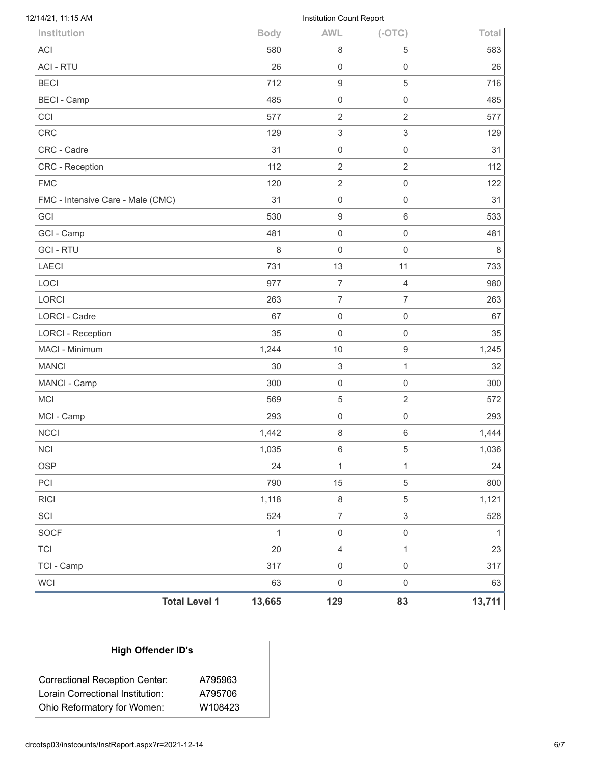| Institution | Body | AWL | (-OTC) | Total |
|---|---|---|---|---|
| ACI | 580 | 8 | 5 | 583 |
| ACI - RTU | 26 | 0 | 0 | 26 |
| BECI | 712 | 9 | 5 | 716 |
| BECI - Camp | 485 | 0 | 0 | 485 |
| CCI | 577 | 2 | 2 | 577 |
| CRC | 129 | 3 | 3 | 129 |
| CRC - Cadre | 31 | 0 | 0 | 31 |
| CRC - Reception | 112 | 2 | 2 | 112 |
| FMC | 120 | 2 | 0 | 122 |
| FMC - Intensive Care - Male (CMC) | 31 | 0 | 0 | 31 |
| GCI | 530 | 9 | 6 | 533 |
| GCI - Camp | 481 | 0 | 0 | 481 |
| GCI - RTU | 8 | 0 | 0 | 8 |
| LAECI | 731 | 13 | 11 | 733 |
| LOCI | 977 | 7 | 4 | 980 |
| LORCI | 263 | 7 | 7 | 263 |
| LORCI - Cadre | 67 | 0 | 0 | 67 |
| LORCI - Reception | 35 | 0 | 0 | 35 |
| MACI - Minimum | 1,244 | 10 | 9 | 1,245 |
| MANCI | 30 | 3 | 1 | 32 |
| MANCI - Camp | 300 | 0 | 0 | 300 |
| MCI | 569 | 5 | 2 | 572 |
| MCI - Camp | 293 | 0 | 0 | 293 |
| NCCI | 1,442 | 8 | 6 | 1,444 |
| NCI | 1,035 | 6 | 5 | 1,036 |
| OSP | 24 | 1 | 1 | 24 |
| PCI | 790 | 15 | 5 | 800 |
| RICI | 1,118 | 8 | 5 | 1,121 |
| SCI | 524 | 7 | 3 | 528 |
| SOCF | 1 | 0 | 0 | 1 |
| TCI | 20 | 4 | 1 | 23 |
| TCI - Camp | 317 | 0 | 0 | 317 |
| WCI | 63 | 0 | 0 | 63 |
| **Total Level 1** | **13,665** | **129** | **83** | **13,711** |

| High Offender ID's | |
|---|---|
| Correctional Reception Center: | A795963 |
| Lorain Correctional Institution: | A795706 |
| Ohio Reformatory for Women: | W108423 |